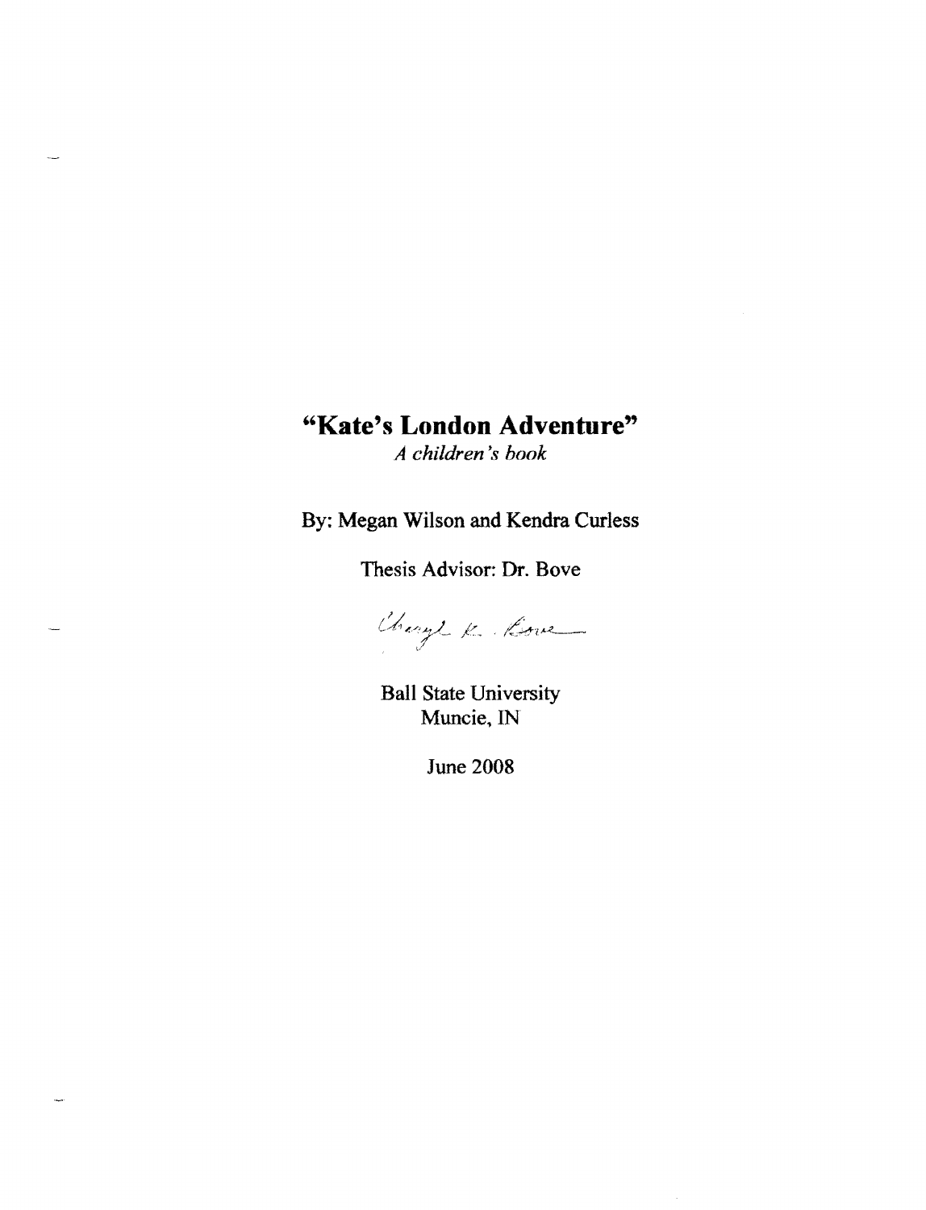# "Kate's London Adventure"

*A children's book*

By: Megan Wilson and Kendra Curless

Thesis Advisor: Dr. Bove

Cheryl K. Bove

Ball State University
Muncie, IN

June 2008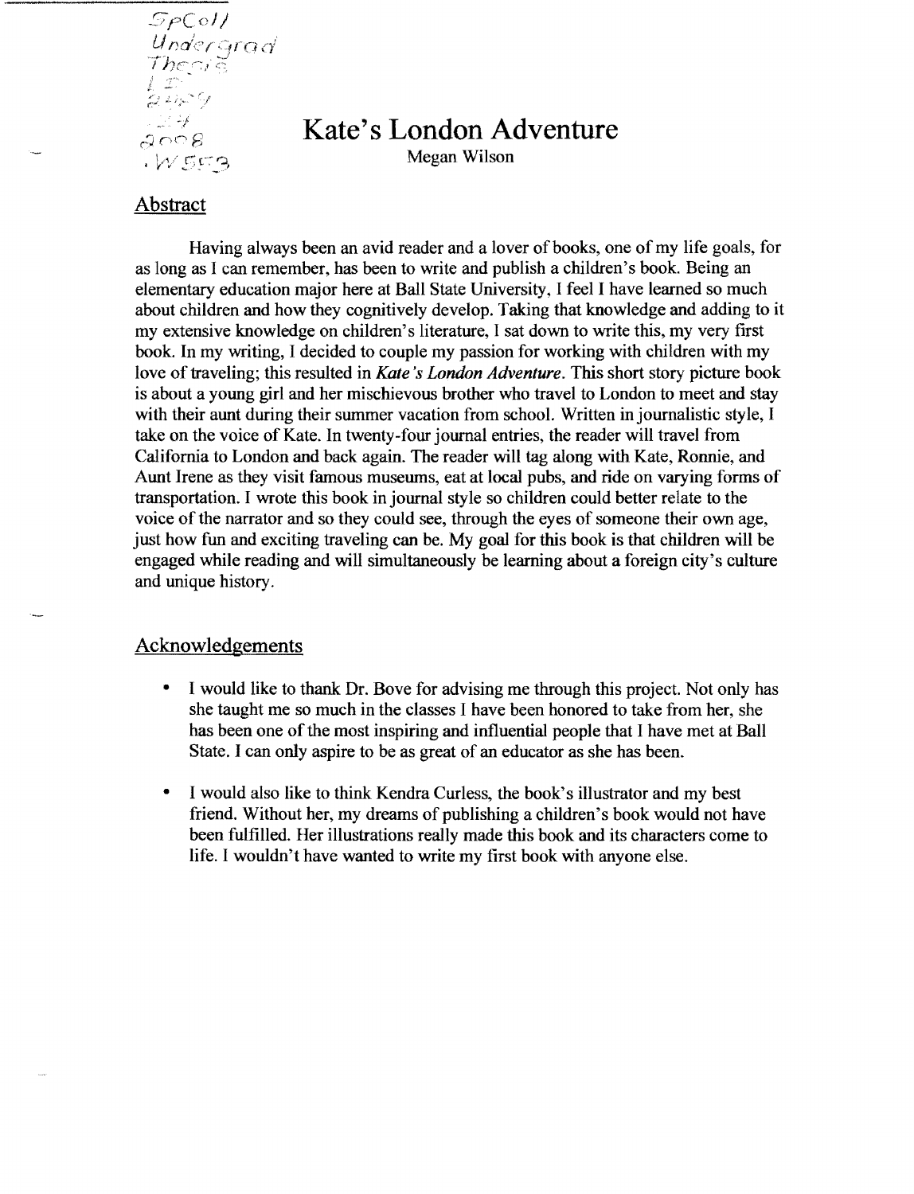SpColl
Undergrad
Thesis
LD
2489
.Z4
2008
.W553

# Kate's London Adventure

Megan Wilson

## Abstract

Having always been an avid reader and a lover of books, one of my life goals, for as long as I can remember, has been to write and publish a children's book. Being an elementary education major here at Ball State University, I feel I have learned so much about children and how they cognitively develop. Taking that knowledge and adding to it my extensive knowledge on children's literature, I sat down to write this, my very first book. In my writing, I decided to couple my passion for working with children with my love of traveling; this resulted in *Kate's London Adventure*. This short story picture book is about a young girl and her mischievous brother who travel to London to meet and stay with their aunt during their summer vacation from school. Written in journalistic style, I take on the voice of Kate. In twenty-four journal entries, the reader will travel from California to London and back again. The reader will tag along with Kate, Ronnie, and Aunt Irene as they visit famous museums, eat at local pubs, and ride on varying forms of transportation. I wrote this book in journal style so children could better relate to the voice of the narrator and so they could see, through the eyes of someone their own age, just how fun and exciting traveling can be. My goal for this book is that children will be engaged while reading and will simultaneously be learning about a foreign city's culture and unique history.

## Acknowledgements

- I would like to thank Dr. Bove for advising me through this project. Not only has she taught me so much in the classes I have been honored to take from her, she has been one of the most inspiring and influential people that I have met at Ball State. I can only aspire to be as great of an educator as she has been.
- I would also like to think Kendra Curless, the book's illustrator and my best friend. Without her, my dreams of publishing a children's book would not have been fulfilled. Her illustrations really made this book and its characters come to life. I wouldn't have wanted to write my first book with anyone else.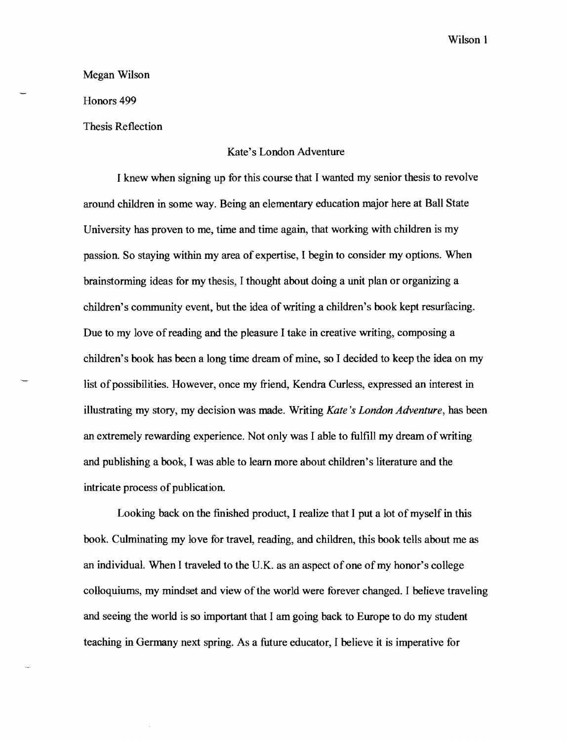Megan Wilson

Honors 499

Thesis Reflection

Kate's London Adventure

I knew when signing up for this course that I wanted my senior thesis to revolve around children in some way. Being an elementary education major here at Ball State University has proven to me, time and time again, that working with children is my passion. So staying within my area of expertise, I begin to consider my options. When brainstorming ideas for my thesis, I thought about doing a unit plan or organizing a children's community event, but the idea of writing a children's book kept resurfacing. Due to my love of reading and the pleasure I take in creative writing, composing a children's book has been a long time dream of mine, so I decided to keep the idea on my list of possibilities. However, once my friend, Kendra Curless, expressed an interest in illustrating my story, my decision was made. Writing *Kate's London Adventure*, has been an extremely rewarding experience. Not only was I able to fulfill my dream of writing and publishing a book, I was able to learn more about children's literature and the intricate process of publication.

Looking back on the finished product, I realize that I put a lot of myself in this book. Culminating my love for travel, reading, and children, this book tells about me as an individual. When I traveled to the U.K. as an aspect of one of my honor's college colloquiums, my mindset and view of the world were forever changed. I believe traveling and seeing the world is so important that I am going back to Europe to do my student teaching in Germany next spring. As a future educator, I believe it is imperative for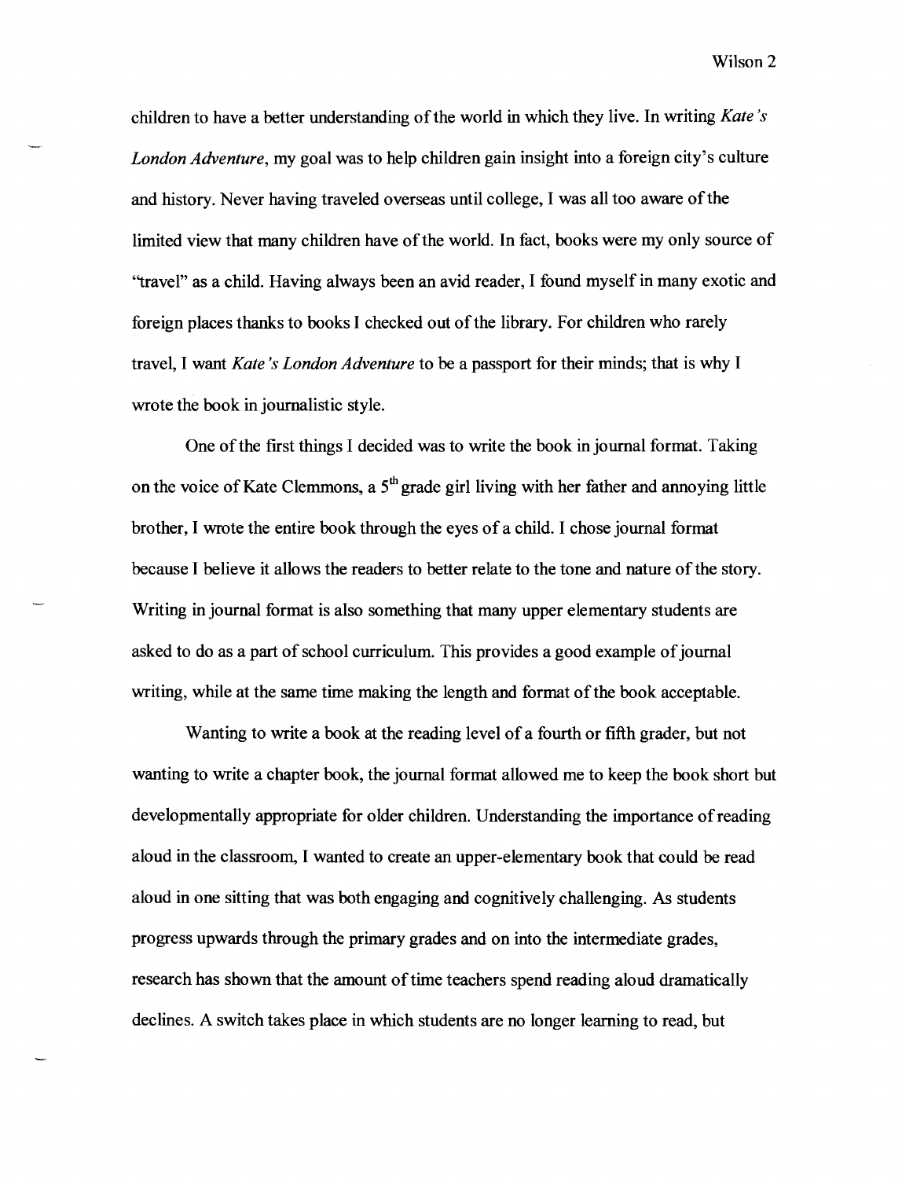children to have a better understanding of the world in which they live. In writing *Kate's London Adventure*, my goal was to help children gain insight into a foreign city's culture and history. Never having traveled overseas until college, I was all too aware of the limited view that many children have of the world. In fact, books were my only source of "travel" as a child. Having always been an avid reader, I found myself in many exotic and foreign places thanks to books I checked out of the library. For children who rarely travel, I want *Kate's London Adventure* to be a passport for their minds; that is why I wrote the book in journalistic style.

One of the first things I decided was to write the book in journal format. Taking on the voice of Kate Clemmons, a 5th grade girl living with her father and annoying little brother, I wrote the entire book through the eyes of a child. I chose journal format because I believe it allows the readers to better relate to the tone and nature of the story. Writing in journal format is also something that many upper elementary students are asked to do as a part of school curriculum. This provides a good example of journal writing, while at the same time making the length and format of the book acceptable.

Wanting to write a book at the reading level of a fourth or fifth grader, but not wanting to write a chapter book, the journal format allowed me to keep the book short but developmentally appropriate for older children. Understanding the importance of reading aloud in the classroom, I wanted to create an upper-elementary book that could be read aloud in one sitting that was both engaging and cognitively challenging. As students progress upwards through the primary grades and on into the intermediate grades, research has shown that the amount of time teachers spend reading aloud dramatically declines. A switch takes place in which students are no longer learning to read, but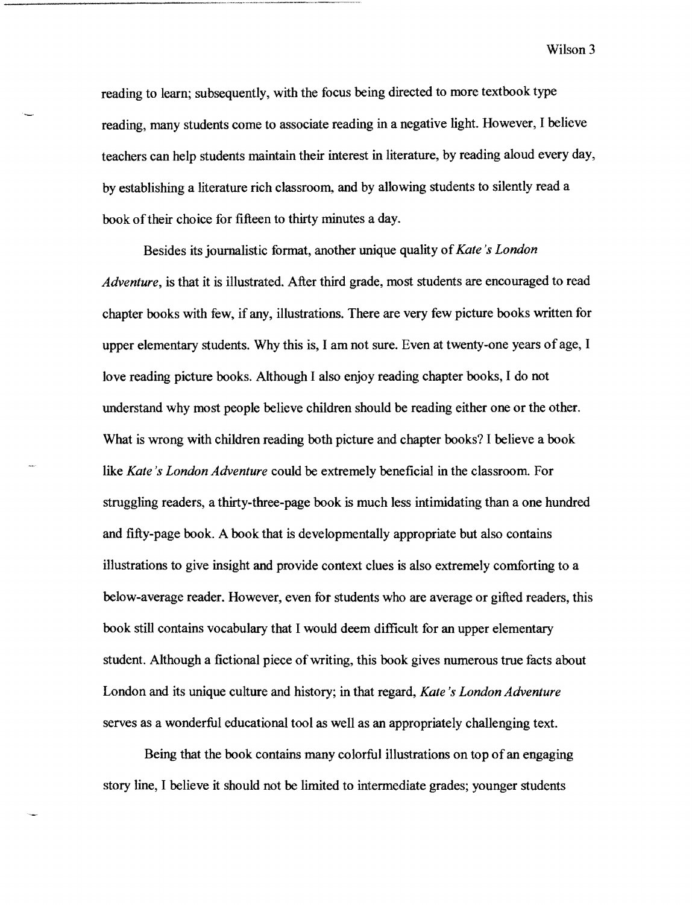reading to learn; subsequently, with the focus being directed to more textbook type reading, many students come to associate reading in a negative light. However, I believe teachers can help students maintain their interest in literature, by reading aloud every day, by establishing a literature rich classroom, and by allowing students to silently read a book of their choice for fifteen to thirty minutes a day.

Besides its journalistic format, another unique quality of *Kate's London Adventure*, is that it is illustrated. After third grade, most students are encouraged to read chapter books with few, if any, illustrations. There are very few picture books written for upper elementary students. Why this is, I am not sure. Even at twenty-one years of age, I love reading picture books. Although I also enjoy reading chapter books, I do not understand why most people believe children should be reading either one or the other. What is wrong with children reading both picture and chapter books? I believe a book like *Kate's London Adventure* could be extremely beneficial in the classroom. For struggling readers, a thirty-three-page book is much less intimidating than a one hundred and fifty-page book. A book that is developmentally appropriate but also contains illustrations to give insight and provide context clues is also extremely comforting to a below-average reader. However, even for students who are average or gifted readers, this book still contains vocabulary that I would deem difficult for an upper elementary student. Although a fictional piece of writing, this book gives numerous true facts about London and its unique culture and history; in that regard, *Kate's London Adventure* serves as a wonderful educational tool as well as an appropriately challenging text.

Being that the book contains many colorful illustrations on top of an engaging story line, I believe it should not be limited to intermediate grades; younger students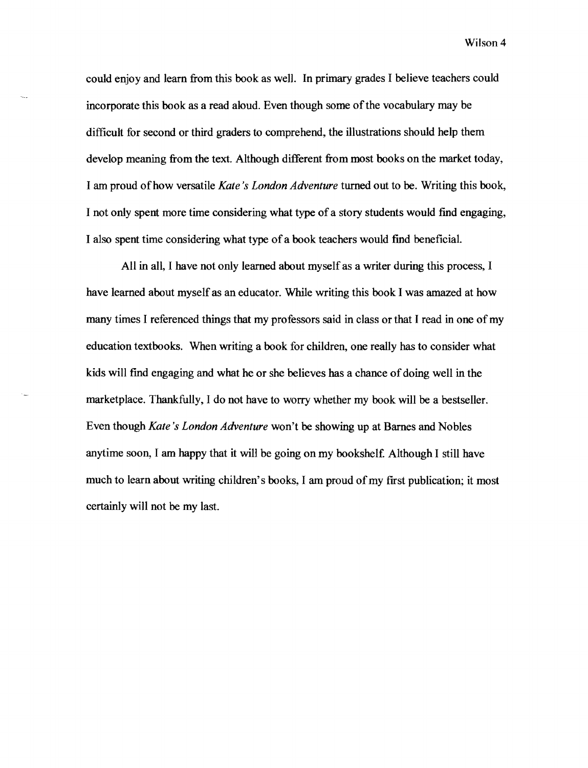could enjoy and learn from this book as well. In primary grades I believe teachers could incorporate this book as a read aloud. Even though some of the vocabulary may be difficult for second or third graders to comprehend, the illustrations should help them develop meaning from the text. Although different from most books on the market today, I am proud of how versatile *Kate's London Adventure* turned out to be. Writing this book, I not only spent more time considering what type of a story students would find engaging, I also spent time considering what type of a book teachers would find beneficial.

All in all, I have not only learned about myself as a writer during this process, I have learned about myself as an educator. While writing this book I was amazed at how many times I referenced things that my professors said in class or that I read in one of my education textbooks. When writing a book for children, one really has to consider what kids will find engaging and what he or she believes has a chance of doing well in the marketplace. Thankfully, I do not have to worry whether my book will be a bestseller. Even though *Kate's London Adventure* won't be showing up at Barnes and Nobles anytime soon, I am happy that it will be going on my bookshelf. Although I still have much to learn about writing children's books, I am proud of my first publication; it most certainly will not be my last.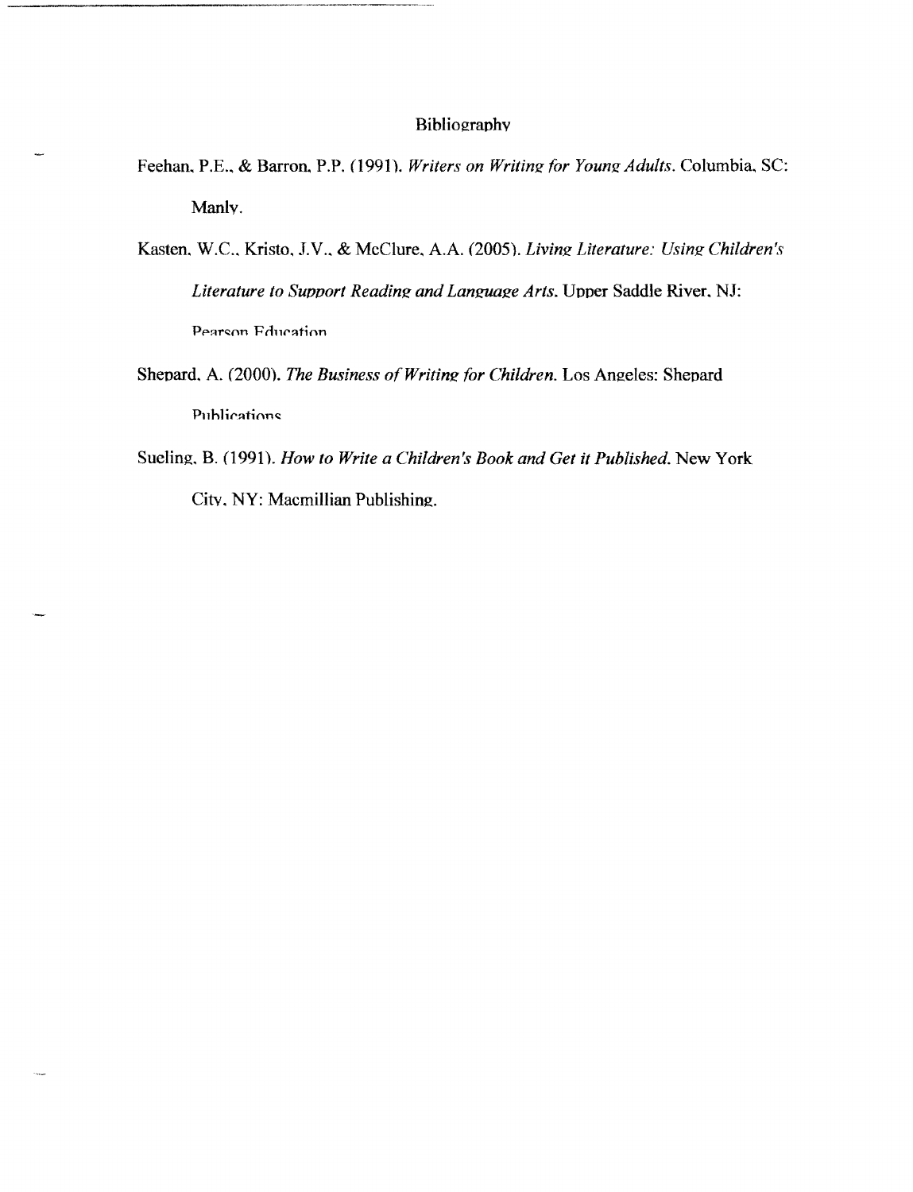## Bibliography

Feehan, P.E., & Barron, P.P. (1991). *Writers on Writing for Young Adults*. Columbia, SC: Manly.

Kasten, W.C., Kristo, J.V., & McClure, A.A. (2005). *Living Literature: Using Children's Literature to Support Reading and Language Arts*. Upper Saddle River, NJ: Pearson Education

Shepard, A. (2000). *The Business of Writing for Children*. Los Angeles: Shepard Publications

Sueling, B. (1991). *How to Write a Children's Book and Get it Published*. New York City, NY: Macmillian Publishing.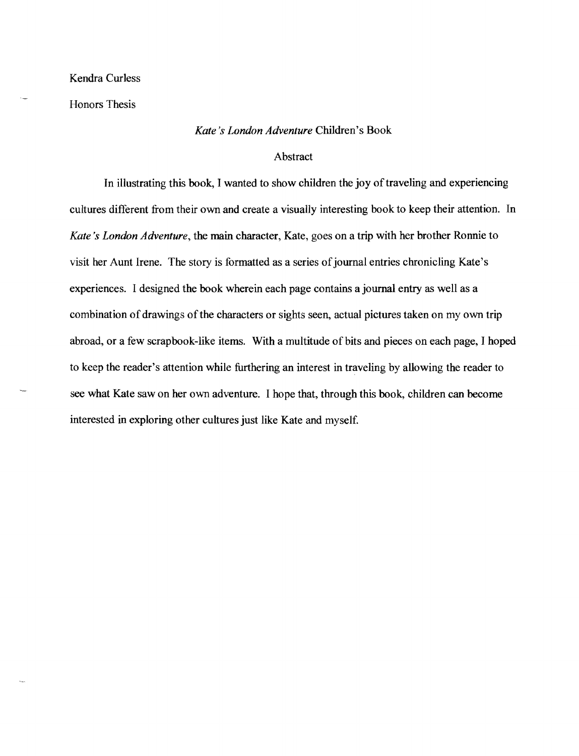Kendra Curless

Honors Thesis

## *Kate's London Adventure* Children's Book

### Abstract

In illustrating this book, I wanted to show children the joy of traveling and experiencing cultures different from their own and create a visually interesting book to keep their attention. In *Kate's London Adventure*, the main character, Kate, goes on a trip with her brother Ronnie to visit her Aunt Irene. The story is formatted as a series of journal entries chronicling Kate's experiences. I designed the book wherein each page contains a journal entry as well as a combination of drawings of the characters or sights seen, actual pictures taken on my own trip abroad, or a few scrapbook-like items. With a multitude of bits and pieces on each page, I hoped to keep the reader's attention while furthering an interest in traveling by allowing the reader to see what Kate saw on her own adventure. I hope that, through this book, children can become interested in exploring other cultures just like Kate and myself.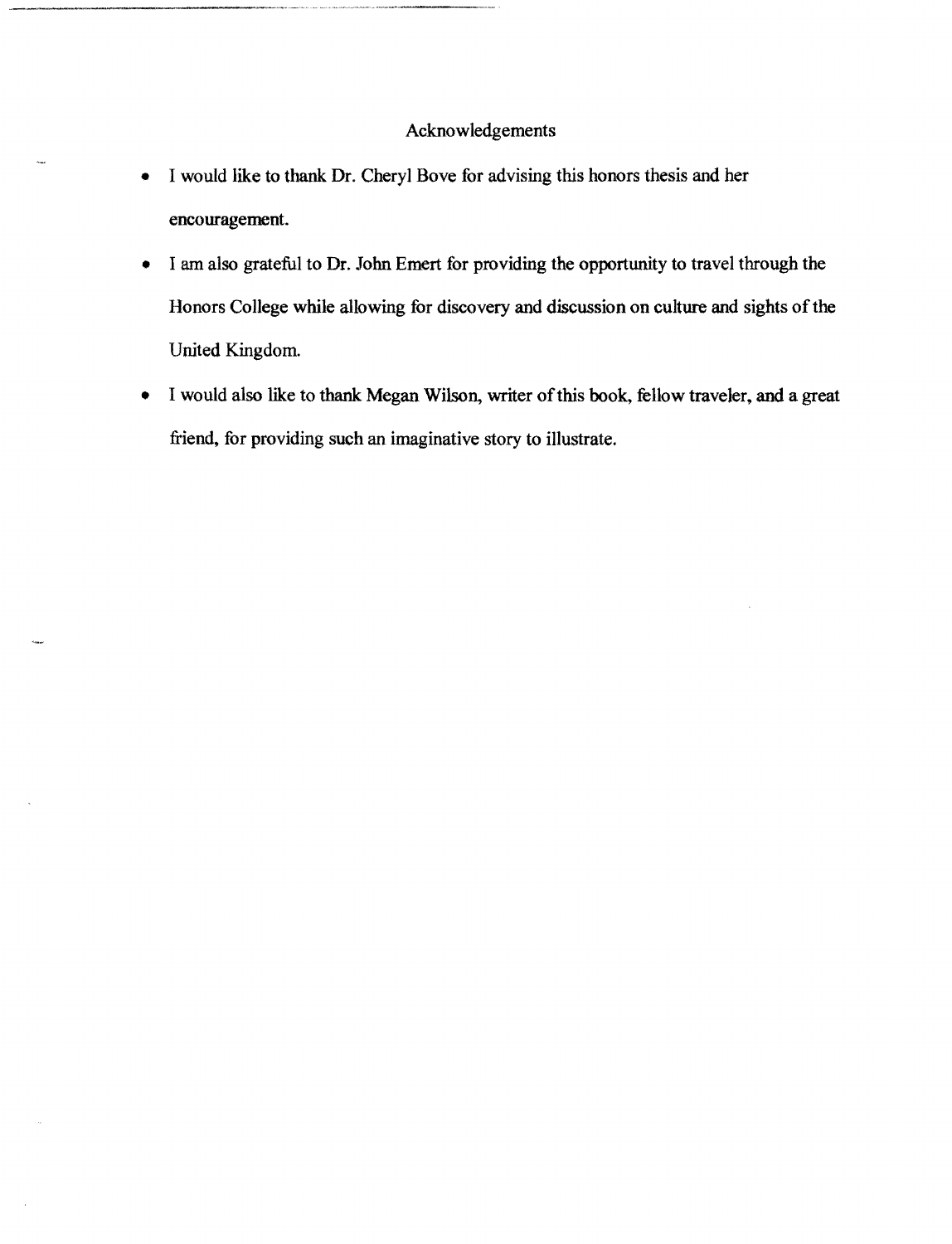# Acknowledgements

- I would like to thank Dr. Cheryl Bove for advising this honors thesis and her encouragement.
- I am also grateful to Dr. John Emert for providing the opportunity to travel through the Honors College while allowing for discovery and discussion on culture and sights of the United Kingdom.
- I would also like to thank Megan Wilson, writer of this book, fellow traveler, and a great friend, for providing such an imaginative story to illustrate.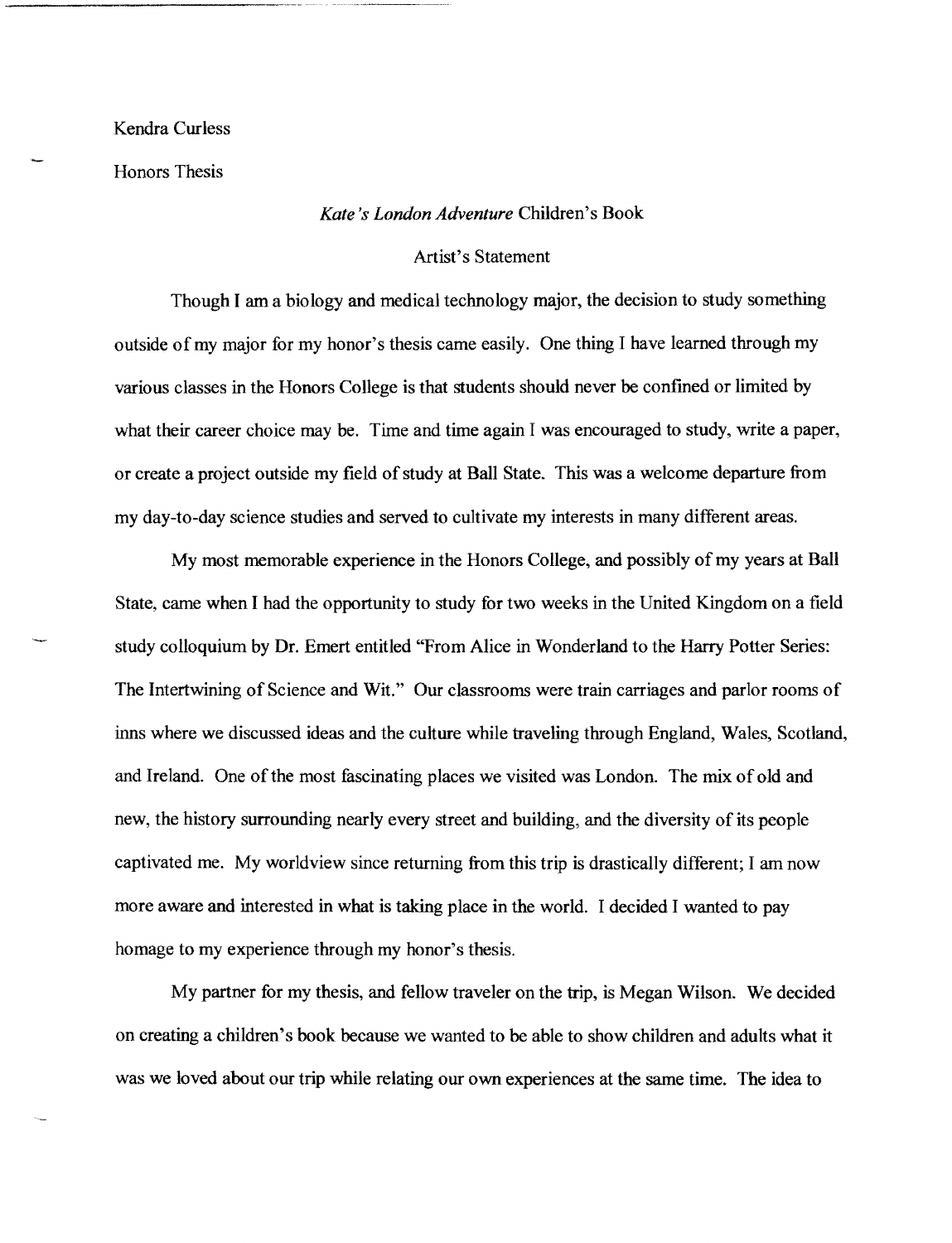Kendra Curless

Honors Thesis

*Kate's London Adventure* Children's Book

Artist's Statement

Though I am a biology and medical technology major, the decision to study something outside of my major for my honor's thesis came easily. One thing I have learned through my various classes in the Honors College is that students should never be confined or limited by what their career choice may be. Time and time again I was encouraged to study, write a paper, or create a project outside my field of study at Ball State. This was a welcome departure from my day-to-day science studies and served to cultivate my interests in many different areas.

My most memorable experience in the Honors College, and possibly of my years at Ball State, came when I had the opportunity to study for two weeks in the United Kingdom on a field study colloquium by Dr. Emert entitled "From Alice in Wonderland to the Harry Potter Series: The Intertwining of Science and Wit." Our classrooms were train carriages and parlor rooms of inns where we discussed ideas and the culture while traveling through England, Wales, Scotland, and Ireland. One of the most fascinating places we visited was London. The mix of old and new, the history surrounding nearly every street and building, and the diversity of its people captivated me. My worldview since returning from this trip is drastically different; I am now more aware and interested in what is taking place in the world. I decided I wanted to pay homage to my experience through my honor's thesis.

My partner for my thesis, and fellow traveler on the trip, is Megan Wilson. We decided on creating a children's book because we wanted to be able to show children and adults what it was we loved about our trip while relating our own experiences at the same time. The idea to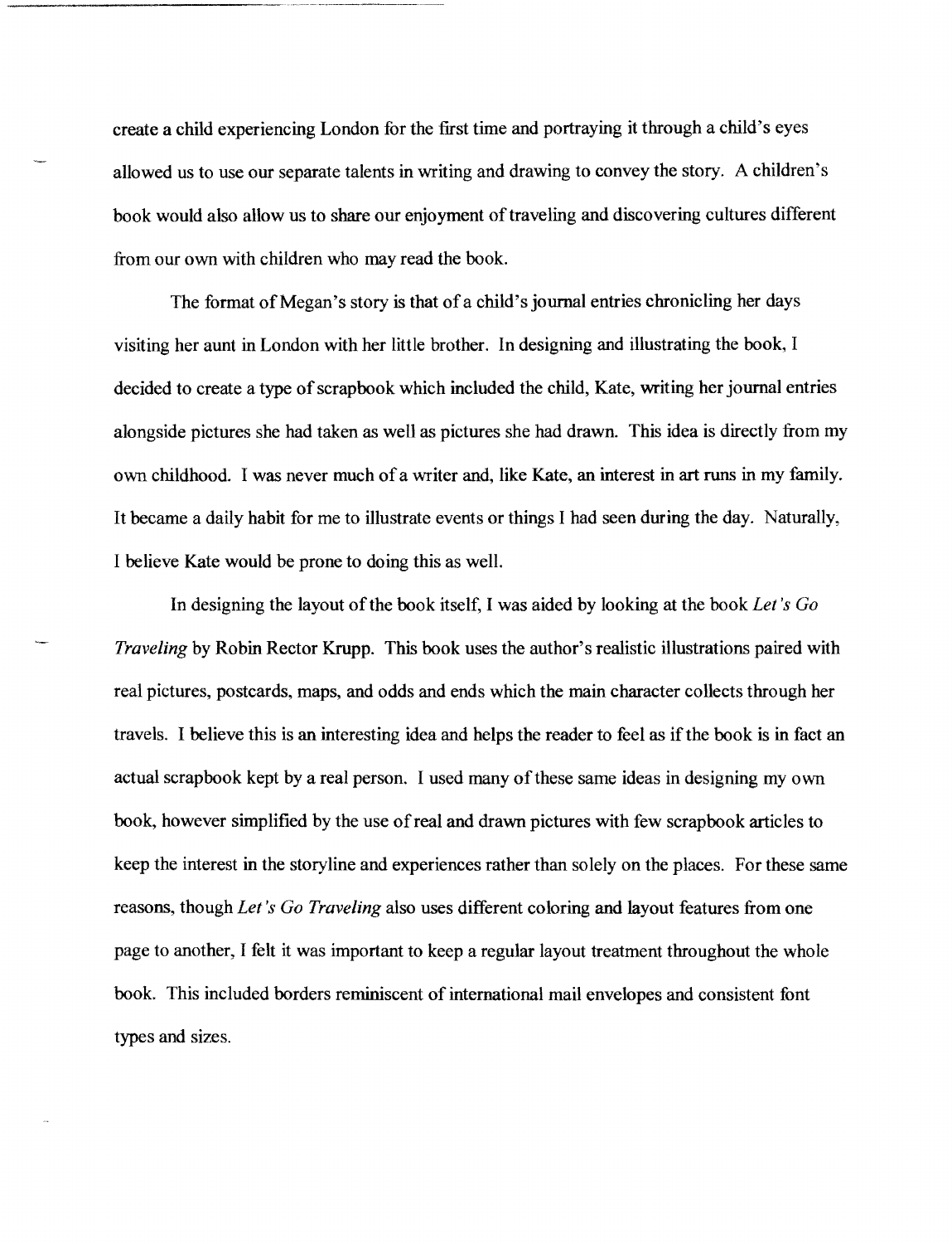create a child experiencing London for the first time and portraying it through a child's eyes allowed us to use our separate talents in writing and drawing to convey the story. A children's book would also allow us to share our enjoyment of traveling and discovering cultures different from our own with children who may read the book.

The format of Megan's story is that of a child's journal entries chronicling her days visiting her aunt in London with her little brother. In designing and illustrating the book, I decided to create a type of scrapbook which included the child, Kate, writing her journal entries alongside pictures she had taken as well as pictures she had drawn. This idea is directly from my own childhood. I was never much of a writer and, like Kate, an interest in art runs in my family. It became a daily habit for me to illustrate events or things I had seen during the day. Naturally, I believe Kate would be prone to doing this as well.

In designing the layout of the book itself, I was aided by looking at the book *Let's Go Traveling* by Robin Rector Krupp. This book uses the author's realistic illustrations paired with real pictures, postcards, maps, and odds and ends which the main character collects through her travels. I believe this is an interesting idea and helps the reader to feel as if the book is in fact an actual scrapbook kept by a real person. I used many of these same ideas in designing my own book, however simplified by the use of real and drawn pictures with few scrapbook articles to keep the interest in the storyline and experiences rather than solely on the places. For these same reasons, though *Let's Go Traveling* also uses different coloring and layout features from one page to another, I felt it was important to keep a regular layout treatment throughout the whole book. This included borders reminiscent of international mail envelopes and consistent font types and sizes.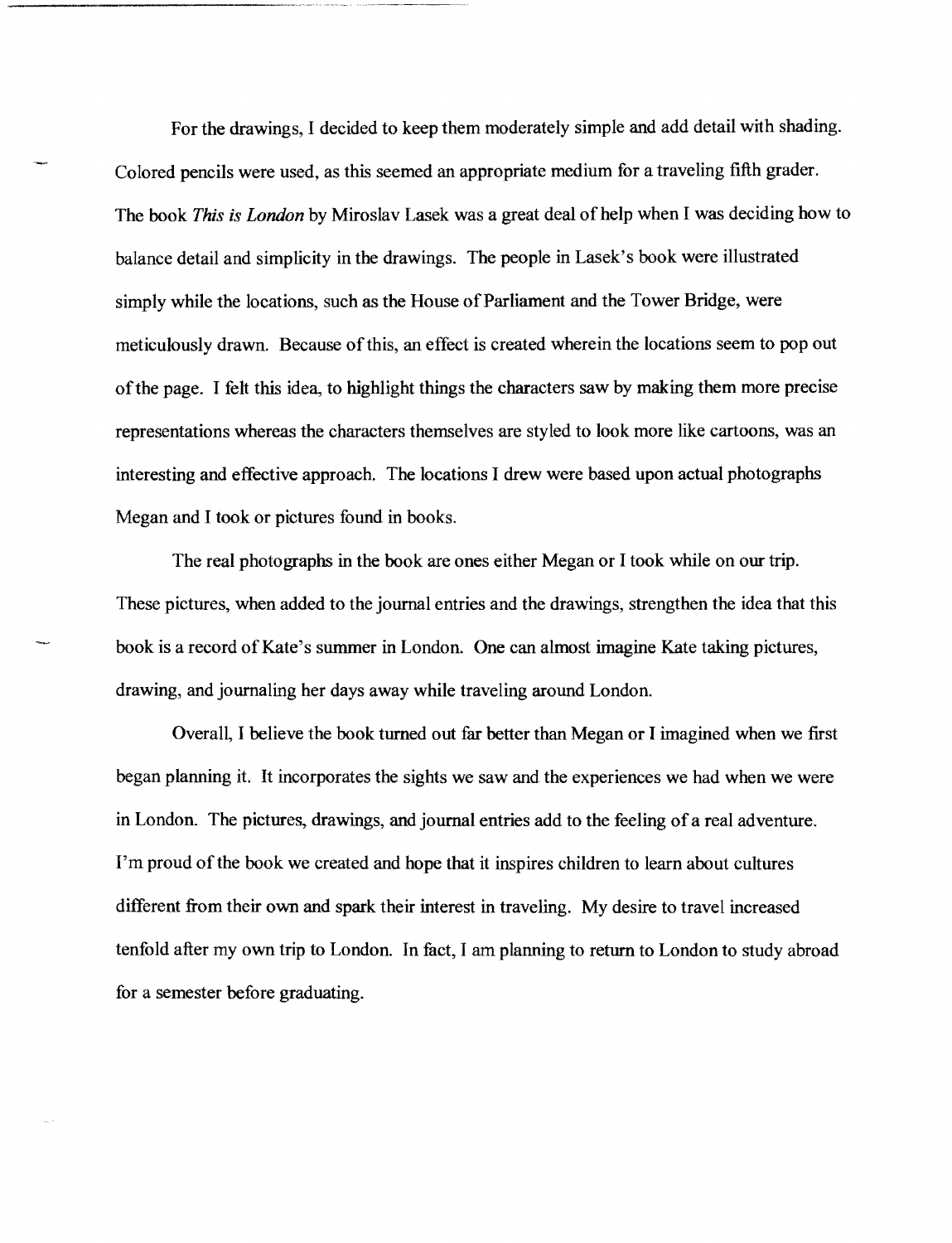For the drawings, I decided to keep them moderately simple and add detail with shading. Colored pencils were used, as this seemed an appropriate medium for a traveling fifth grader. The book *This is London* by Miroslav Lasek was a great deal of help when I was deciding how to balance detail and simplicity in the drawings. The people in Lasek's book were illustrated simply while the locations, such as the House of Parliament and the Tower Bridge, were meticulously drawn. Because of this, an effect is created wherein the locations seem to pop out of the page. I felt this idea, to highlight things the characters saw by making them more precise representations whereas the characters themselves are styled to look more like cartoons, was an interesting and effective approach. The locations I drew were based upon actual photographs Megan and I took or pictures found in books.

The real photographs in the book are ones either Megan or I took while on our trip. These pictures, when added to the journal entries and the drawings, strengthen the idea that this book is a record of Kate's summer in London. One can almost imagine Kate taking pictures, drawing, and journaling her days away while traveling around London.

Overall, I believe the book turned out far better than Megan or I imagined when we first began planning it. It incorporates the sights we saw and the experiences we had when we were in London. The pictures, drawings, and journal entries add to the feeling of a real adventure. I'm proud of the book we created and hope that it inspires children to learn about cultures different from their own and spark their interest in traveling. My desire to travel increased tenfold after my own trip to London. In fact, I am planning to return to London to study abroad for a semester before graduating.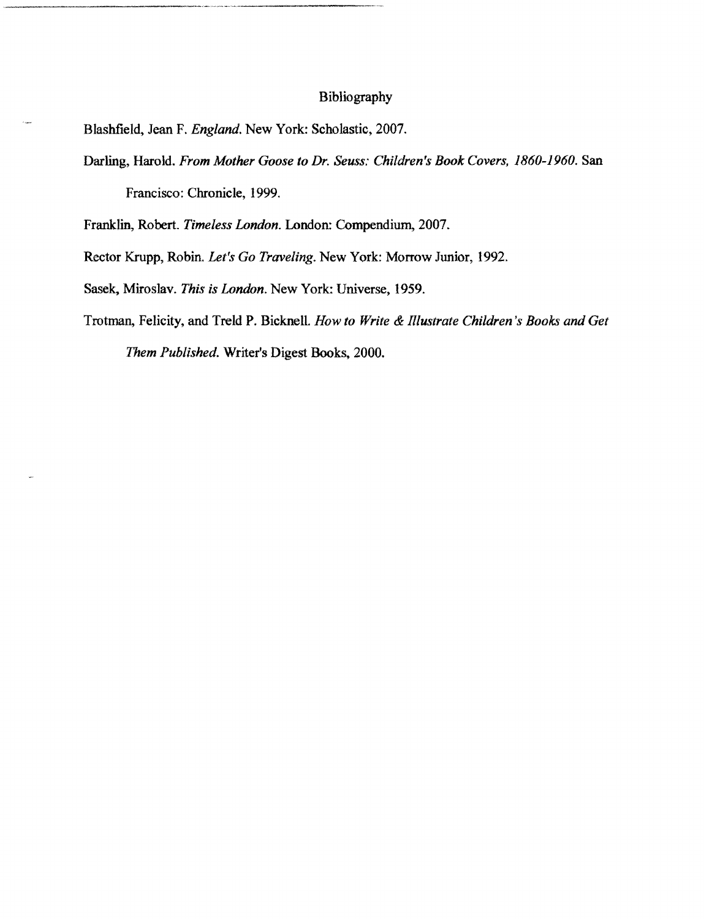# Bibliography

Blashfield, Jean F. *England.* New York: Scholastic, 2007.

Darling, Harold. *From Mother Goose to Dr. Seuss: Children's Book Covers, 1860-1960.* San Francisco: Chronicle, 1999.

Franklin, Robert. *Timeless London.* London: Compendium, 2007.

Rector Krupp, Robin. *Let's Go Traveling.* New York: Morrow Junior, 1992.

Sasek, Miroslav. *This is London.* New York: Universe, 1959.

Trotman, Felicity, and Treld P. Bicknell. *How to Write & Illustrate Children's Books and Get Them Published.* Writer's Digest Books, 2000.